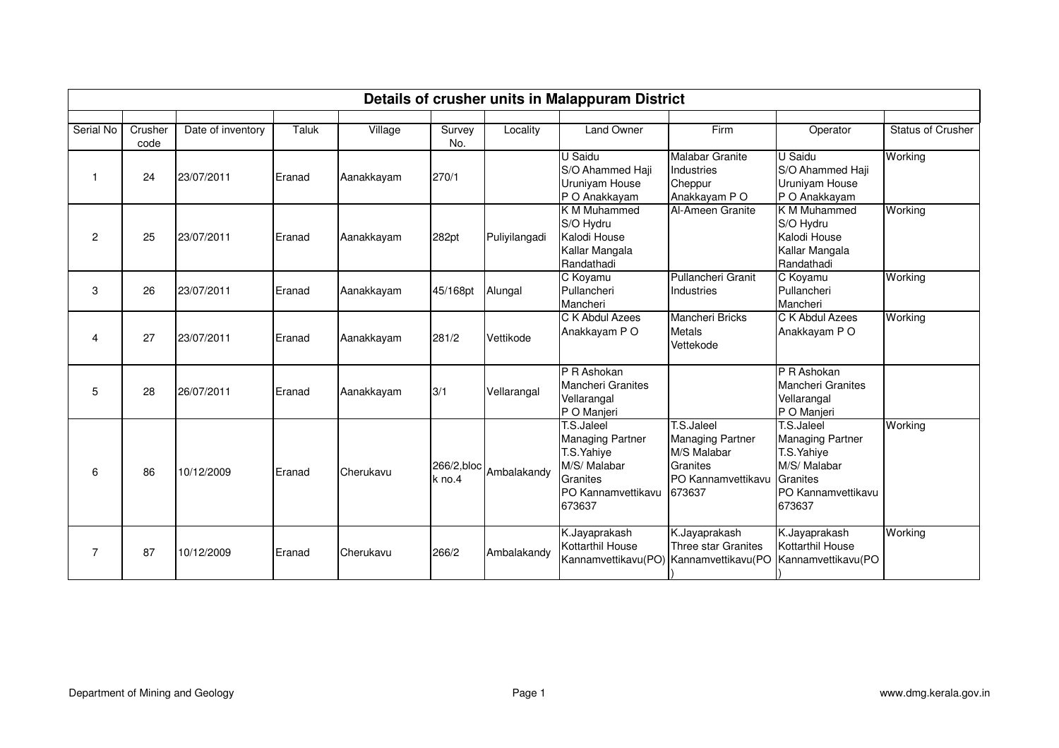# Details of crusher units in Malappuram District

| Serial No | Crusher code | Date of inventory | Taluk | Village | Survey No. | Locality | Land Owner | Firm | Operator | Status of Crusher |
|---|---|---|---|---|---|---|---|---|---|---|
| 1 | 24 | 23/07/2011 | Eranad | Aanakkayam | 270/1 | | U Saidu S/O Ahammed Haji Uruniyam House P O Anakkayam | Malabar Granite Industries Cheppur Anakkayam P O | U Saidu S/O Ahammed Haji Uruniyam House P O Anakkayam | Working |
| 2 | 25 | 23/07/2011 | Eranad | Aanakkayam | 282pt | Puliyilangadi | K M Muhammed S/O Hydru Kalodi House Kallar Mangala Randathadi | Al-Ameen Granite | K M Muhammed S/O Hydru Kalodi House Kallar Mangala Randathadi | Working |
| 3 | 26 | 23/07/2011 | Eranad | Aanakkayam | 45/168pt | Alungal | C Koyamu Pullancheri Mancheri | Pullancheri Granit Industries | C Koyamu Pullancheri Mancheri | Working |
| 4 | 27 | 23/07/2011 | Eranad | Aanakkayam | 281/2 | Vettikode | C K Abdul Azees Anakkayam P O | Mancheri Bricks Metals Vettekode | C K Abdul Azees Anakkayam P O | Working |
| 5 | 28 | 26/07/2011 | Eranad | Aanakkayam | 3/1 | Vellarangal | P R Ashokan Mancheri Granites Vellarangal P O Manjeri | | P R Ashokan Mancheri Granites Vellarangal P O Manjeri | |
| 6 | 86 | 10/12/2009 | Eranad | Cherukavu | 266/2,block no.4 | Ambalakandy | T.S.Jaleel Managing Partner T.S.Yahiye M/S/ Malabar Granites PO Kannamvettikavu 673637 | T.S.Jaleel Managing Partner M/S Malabar Granites PO Kannamvettikavu 673637 | T.S.Jaleel Managing Partner T.S.Yahiye M/S/ Malabar Granites PO Kannamvettikavu 673637 | Working |
| 7 | 87 | 10/12/2009 | Eranad | Cherukavu | 266/2 | Ambalakandy | K.Jayaprakash Kottarthil House Kannamvettikavu(PO) | K.Jayaprakash Three star Granites Kannamvettikavu(PO) | K.Jayaprakash Kottarthil House Kannamvettikavu(PO) | Working |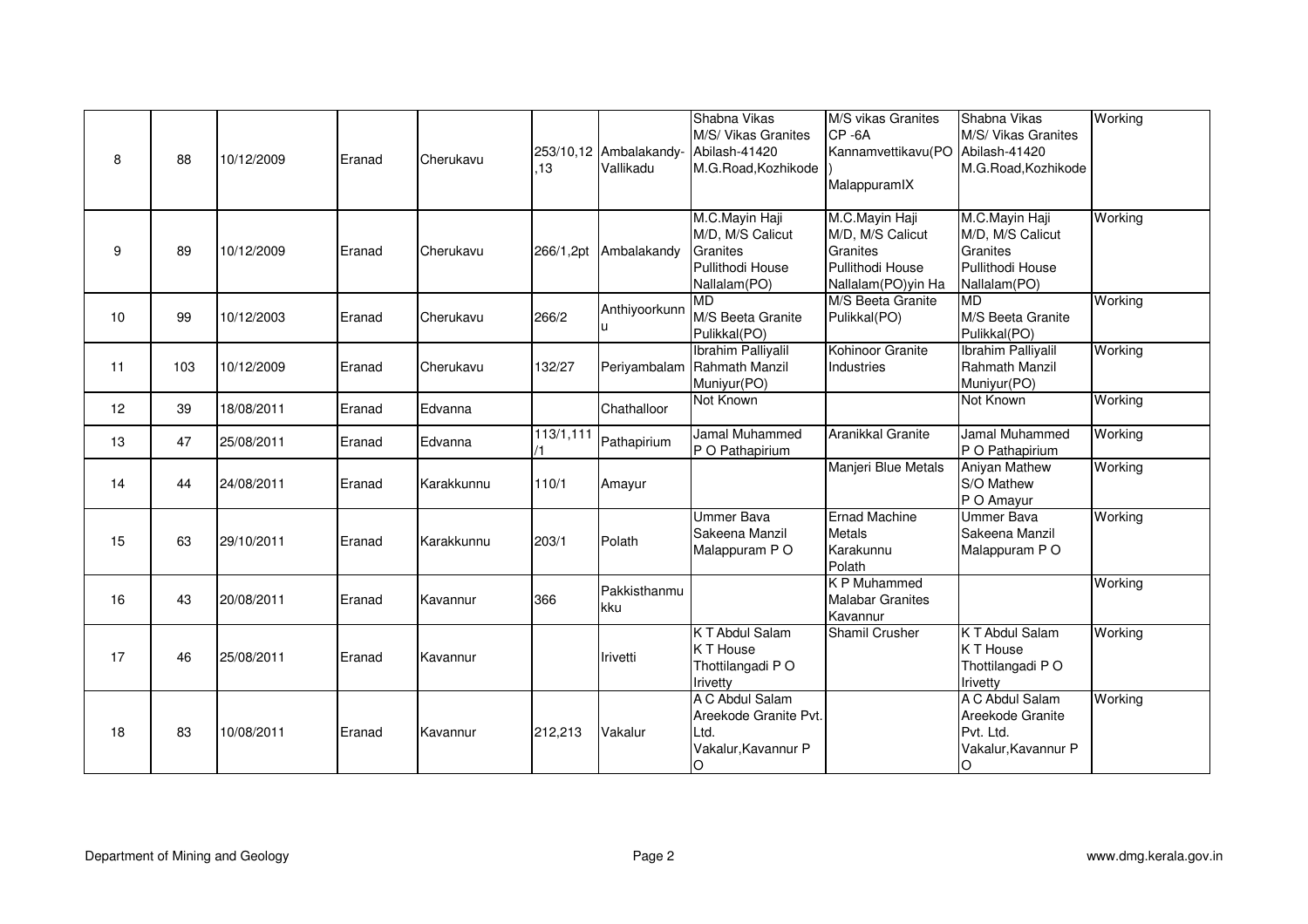| 8 | 88 | 10/12/2009 | Eranad | Cherukavu | 253/10,12,13 | Ambalakandy-Vallikadu | Shabna Vikas M/S/ Vikas Granites Abilash-41420 M.G.Road,Kozhikode | M/S vikas Granites CP -6A Kannamvettikavu(PO) MalappuramIX | Shabna Vikas M/S/ Vikas Granites Abilash-41420 M.G.Road,Kozhikode | Working |
|---|---|---|---|---|---|---|---|---|---|---|
| 9 | 89 | 10/12/2009 | Eranad | Cherukavu | 266/1,2pt | Ambalakandy | M.C.Mayin Haji M/D, M/S Calicut Granites Pullithodi House Nallalam(PO) | M.C.Mayin Haji M/D, M/S Calicut Granites Pullithodi House Nallalam(PO)yin Ha | M.C.Mayin Haji M/D, M/S Calicut Granites Pullithodi House Nallalam(PO) | Working |
| 10 | 99 | 10/12/2003 | Eranad | Cherukavu | 266/2 | Anthiyoorkunnu | MD M/S Beeta Granite Pulikkal(PO) | M/S Beeta Granite Pulikkal(PO) | MD M/S Beeta Granite Pulikkal(PO) | Working |
| 11 | 103 | 10/12/2009 | Eranad | Cherukavu | 132/27 | Periyambalam | Ibrahim Palliyalil Rahmath Manzil Muniyur(PO) | Kohinoor Granite Industries | Ibrahim Palliyalil Rahmath Manzil Muniyur(PO) | Working |
| 12 | 39 | 18/08/2011 | Eranad | Edvanna | | Chathalloor | Not Known | | Not Known | Working |
| 13 | 47 | 25/08/2011 | Eranad | Edvanna | 113/1,111/1 | Pathapirium | Jamal Muhammed P O Pathapirium | Aranikkal Granite | Jamal Muhammed P O Pathapirium | Working |
| 14 | 44 | 24/08/2011 | Eranad | Karakkunnu | 110/1 | Amayur | | Manjeri Blue Metals | Aniyan Mathew S/O Mathew P O Amayur | Working |
| 15 | 63 | 29/10/2011 | Eranad | Karakkunnu | 203/1 | Polath | Ummer Bava Sakeena Manzil Malappuram P O | Ernad Machine Metals Karakunnu Polath | Ummer Bava Sakeena Manzil Malappuram P O | Working |
| 16 | 43 | 20/08/2011 | Eranad | Kavannur | 366 | Pakkisthanmukku | | K P Muhammed Malabar Granites Kavannur | | Working |
| 17 | 46 | 25/08/2011 | Eranad | Kavannur | | Irivetti | K T Abdul Salam K T House Thottilangadi P O Irivetty | Shamil Crusher | K T Abdul Salam K T House Thottilangadi P O Irivetty | Working |
| 18 | 83 | 10/08/2011 | Eranad | Kavannur | 212,213 | Vakalur | A C Abdul Salam Areekode Granite Pvt. Ltd. Vakalur,Kavannur P O | | A C Abdul Salam Areekode Granite Pvt. Ltd. Vakalur,Kavannur P O | Working |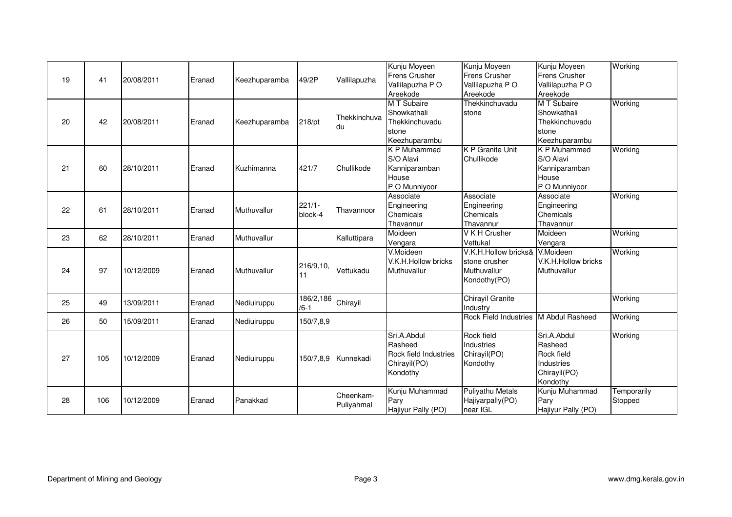| | | | | | | | | | | |
|---|---|---|---|---|---|---|---|---|---|---|
| 19 | 41 | 20/08/2011 | Eranad | Keezhuparamba | 49/2P | Vallilapuzha | Kunju Moyeen Frens Crusher Vallilapuzha P O Areekode | Kunju Moyeen Frens Crusher Vallilapuzha P O Areekode | Kunju Moyeen Frens Crusher Vallilapuzha P O Areekode | Working |
| 20 | 42 | 20/08/2011 | Eranad | Keezhuparamba | 218/pt | Thekkinchuvadu | M T Subaire Showkathali Thekkinchuvadu stone Keezhuparambu | Thekkinchuvadu stone | M T Subaire Showkathali Thekkinchuvadu stone Keezhuparambu | Working |
| 21 | 60 | 28/10/2011 | Eranad | Kuzhimanna | 421/7 | Chullikode | K P Muhammed S/O Alavi Kanniparamban House P O Munniyoor | K P Granite Unit Chullikode | K P Muhammed S/O Alavi Kanniparamban House P O Munniyoor | Working |
| 22 | 61 | 28/10/2011 | Eranad | Muthuvallur | 221/1-block-4 | Thavannoor | Associate Engineering Chemicals Thavannur | Associate Engineering Chemicals Thavannur | Associate Engineering Chemicals Thavannur | Working |
| 23 | 62 | 28/10/2011 | Eranad | Muthuvallur | | Kalluttipara | Moideen Vengara | V K H Crusher Vettukal | Moideen Vengara | Working |
| 24 | 97 | 10/12/2009 | Eranad | Muthuvallur | 216/9,10,11 | Vettukadu | V.Moideen V.K.H.Hollow bricks Muthuvallur | V.K.H.Hollow bricks& stone crusher Muthuvallur Kondothy(PO) | V.Moideen V.K.H.Hollow bricks Muthuvallur | Working |
| 25 | 49 | 13/09/2011 | Eranad | Nediuiruppu | 186/2,186/6-1 | Chirayil | | Chirayil Granite Industry | | Working |
| 26 | 50 | 15/09/2011 | Eranad | Nediuiruppu | 150/7,8,9 | | | Rock Field Industries | M Abdul Rasheed | Working |
| 27 | 105 | 10/12/2009 | Eranad | Nediuiruppu | 150/7,8,9 | Kunnekadi | Sri.A.Abdul Rasheed Rock field Industries Chirayil(PO) Kondothy | Rock field Industries Chirayil(PO) Kondothy | Sri.A.Abdul Rasheed Rock field Industries Chirayil(PO) Kondothy | Working |
| 28 | 106 | 10/12/2009 | Eranad | Panakkad | | Cheenkam-Puliyahmal | Kunju Muhammad Pary Hajiyur Pally (PO) | Puliyathu Metals Hajiyarpally(PO) near IGL | Kunju Muhammad Pary Hajiyur Pally (PO) | Temporarily Stopped |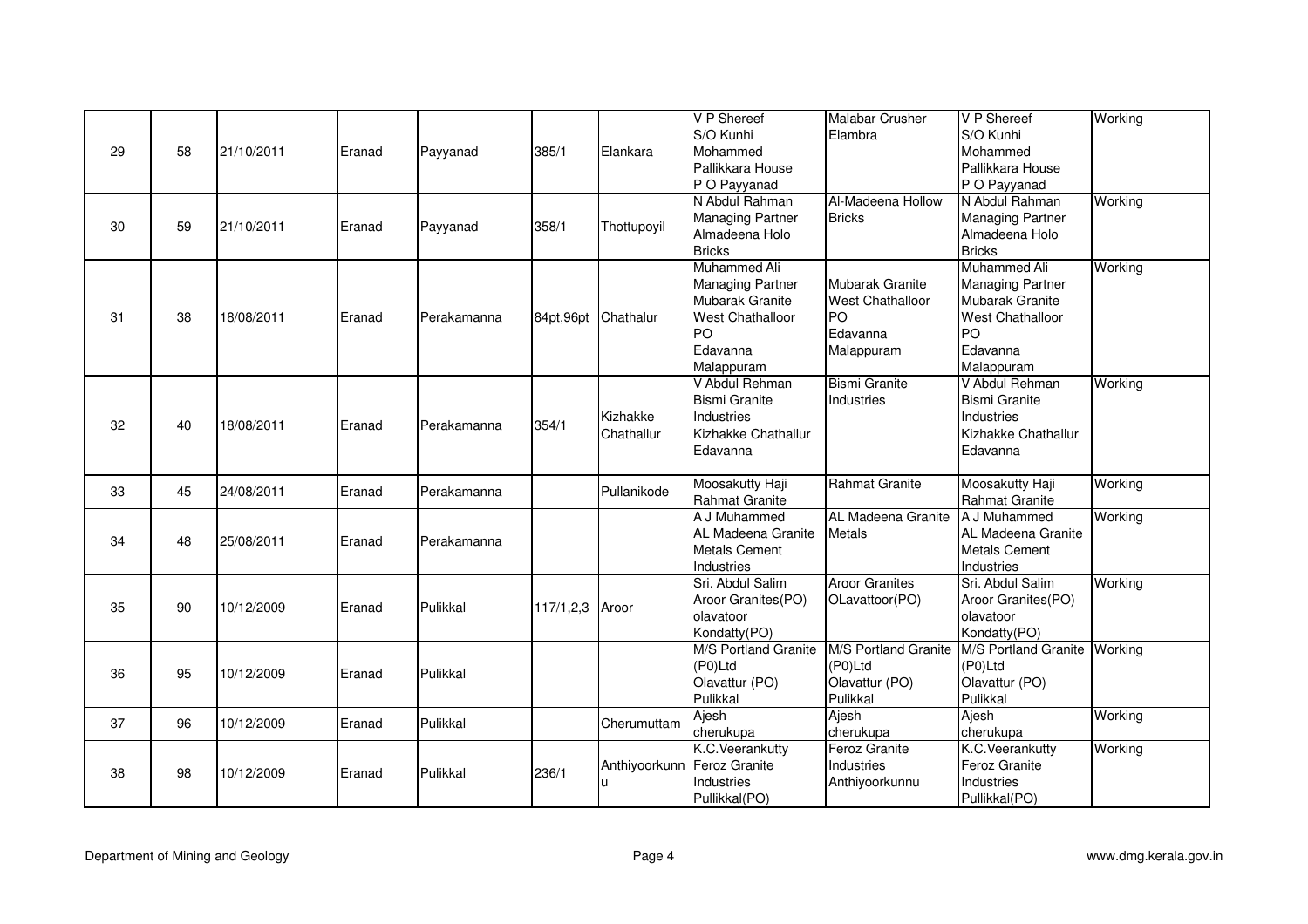| | | | | | | | | | | |
|---|---|---|---|---|---|---|---|---|---|---|
| 29 | 58 | 21/10/2011 | Eranad | Payyanad | 385/1 | Elankara | V P Shereef S/O Kunhi Mohammed Pallikkara House P O Payyanad | Malabar Crusher Elambra | V P Shereef S/O Kunhi Mohammed Pallikkara House P O Payyanad | Working |
| 30 | 59 | 21/10/2011 | Eranad | Payyanad | 358/1 | Thottupoyil | N Abdul Rahman Managing Partner Almadeena Holo Bricks | Al-Madeena Hollow Bricks | N Abdul Rahman Managing Partner Almadeena Holo Bricks | Working |
| 31 | 38 | 18/08/2011 | Eranad | Perakamanna | 84pt,96pt | Chathalur | Muhammed Ali Managing Partner Mubarak Granite West Chathalloor PO Edavanna Malappuram | Mubarak Granite West Chathalloor PO Edavanna Malappuram | Muhammed Ali Managing Partner Mubarak Granite West Chathalloor PO Edavanna Malappuram | Working |
| 32 | 40 | 18/08/2011 | Eranad | Perakamanna | 354/1 | Kizhakke Chathallur | V Abdul Rehman Bismi Granite Industries Kizhakke Chathallur Edavanna | Bismi Granite Industries | V Abdul Rehman Bismi Granite Industries Kizhakke Chathallur Edavanna | Working |
| 33 | 45 | 24/08/2011 | Eranad | Perakamanna | | Pullanikode | Moosakutty Haji Rahmat Granite | Rahmat Granite | Moosakutty Haji Rahmat Granite | Working |
| 34 | 48 | 25/08/2011 | Eranad | Perakamanna | | | A J Muhammed AL Madeena Granite Metals Cement Industries | AL Madeena Granite Metals | A J Muhammed AL Madeena Granite Metals Cement Industries | Working |
| 35 | 90 | 10/12/2009 | Eranad | Pulikkal | 117/1,2,3 | Aroor | Sri. Abdul Salim Aroor Granites(PO) olavatoor Kondatty(PO) | Aroor Granites OLavattoor(PO) | Sri. Abdul Salim Aroor Granites(PO) olavatoor Kondatty(PO) | Working |
| 36 | 95 | 10/12/2009 | Eranad | Pulikkal | | | M/S Portland Granite (P0)Ltd Olavattur (PO) Pulikkal | M/S Portland Granite (P0)Ltd Olavattur (PO) Pulikkal | M/S Portland Granite (P0)Ltd Olavattur (PO) Pulikkal | Working |
| 37 | 96 | 10/12/2009 | Eranad | Pulikkal | | Cherumuttam | Ajesh cherukupa | Ajesh cherukupa | Ajesh cherukupa | Working |
| 38 | 98 | 10/12/2009 | Eranad | Pulikkal | 236/1 | Anthiyoorkunnu | K.C.Veerankutty Feroz Granite Industries Pullikkal(PO) | Feroz Granite Industries Anthiyoorkunnu | K.C.Veerankutty Feroz Granite Industries Pullikkal(PO) | Working |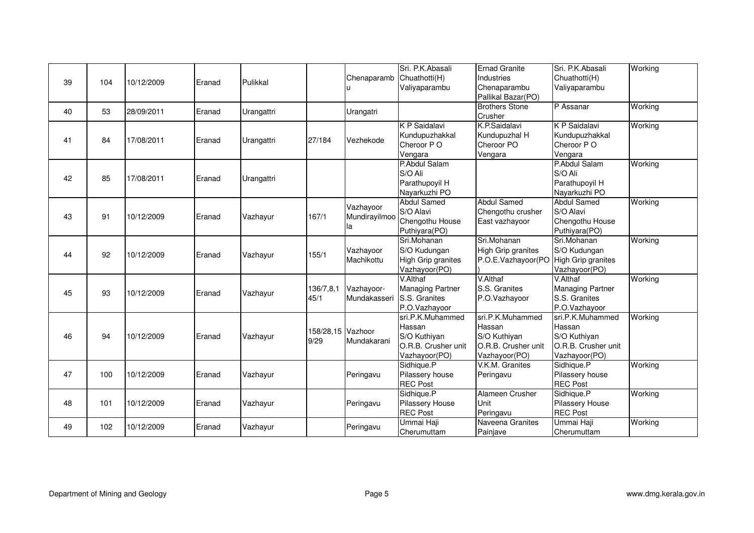| 39 | 104 | 10/12/2009 | Eranad | Pulikkal | | Chenaparambu | Sri. P.K.Abasali Chuathotti(H) Valiyaparambu | Ernad Granite Industries Chenaparambu Pallikal Bazar(PO) | Sri. P.K.Abasali Chuathotti(H) Valiyaparambu | Working |
|---|---|---|---|---|---|---|---|---|---|---|
| 40 | 53 | 28/09/2011 | Eranad | Urangattri | | Urangatri | | Brothers Stone Crusher | P Assanar | Working |
| 41 | 84 | 17/08/2011 | Eranad | Urangattri | 27/184 | Vezhekode | K P Saidalavi Kundupuzhakkal Cheroor P O Vengara | K.P.Saidalavi Kundupuzhal H Cheroor PO Vengara | K P Saidalavi Kundupuzhakkal Cheroor P O Vengara | Working |
| 42 | 85 | 17/08/2011 | Eranad | Urangattri | | | P.Abdul Salam S/O Ali Parathupoyil H Nayarkuzhi PO | | P.Abdul Salam S/O Ali Parathupoyil H Nayarkuzhi PO | Working |
| 43 | 91 | 10/12/2009 | Eranad | Vazhayur | 167/1 | Vazhayoor Mundirayilmoola | Abdul Samed S/O Alavi Chengothu House Puthiyara(PO) | Abdul Samed Chengothu crusher East vazhayoor | Abdul Samed S/O Alavi Chengothu House Puthiyara(PO) | Working |
| 44 | 92 | 10/12/2009 | Eranad | Vazhayur | 155/1 | Vazhayoor Machikottu | Sri.Mohanan S/O Kudungan High Grip granites Vazhayoor(PO) | Sri.Mohanan High Grip granites P.O.E.Vazhayoor(PO) | Sri.Mohanan S/O Kudungan High Grip granites Vazhayoor(PO) | Working |
| 45 | 93 | 10/12/2009 | Eranad | Vazhayur | 136/7,8,145/1 | Vazhayoor-Mundakasseri | V.Althaf Managing Partner S.S. Granites P.O.Vazhayoor | V.Althaf S.S. Granites P.O.Vazhayoor | V.Althaf Managing Partner S.S. Granites P.O.Vazhayoor | Working |
| 46 | 94 | 10/12/2009 | Eranad | Vazhayur | 158/28,159/29 | Vazhoor Mundakarani | sri.P.K.Muhammed Hassan S/O Kuthiyan O.R.B. Crusher unit Vazhayoor(PO) | sri.P.K.Muhammed Hassan S/O Kuthiyan O.R.B. Crusher unit Vazhayoor(PO) | sri.P.K.Muhammed Hassan S/O Kuthiyan O.R.B. Crusher unit Vazhayoor(PO) | Working |
| 47 | 100 | 10/12/2009 | Eranad | Vazhayur | | Peringavu | Sidhique.P Pilassery house REC Post | V.K.M. Granites Peringavu | Sidhique.P Pilassery house REC Post | Working |
| 48 | 101 | 10/12/2009 | Eranad | Vazhayur | | Peringavu | Sidhique.P Pilassery House REC Post | Alameen Crusher Unit Peringavu | Sidhique.P Pilassery House REC Post | Working |
| 49 | 102 | 10/12/2009 | Eranad | Vazhayur | | Peringavu | Ummai Haji Cherumuttam | Naveena Granites Painjave | Ummai Haji Cherumuttam | Working |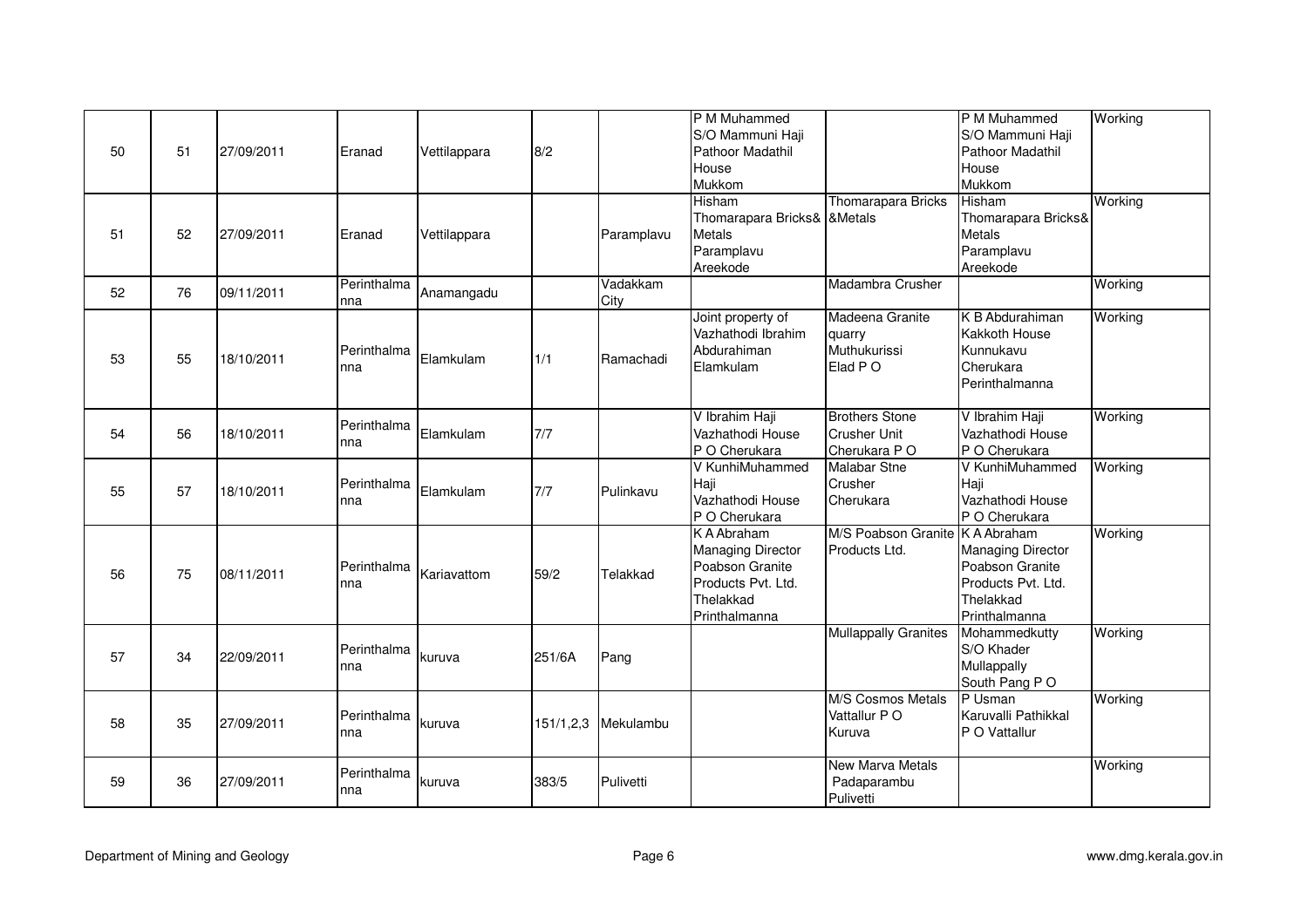| 50 | 51 | 27/09/2011 | Eranad | Vettilappara | 8/2 | | P M Muhammed S/O Mammuni Haji Pathoor Madathil House Mukkom | | P M Muhammed S/O Mammuni Haji Pathoor Madathil House Mukkom | Working |
|---|---|---|---|---|---|---|---|---|---|---|
| 51 | 52 | 27/09/2011 | Eranad | Vettilappara | | Paramplavu | Hisham Thomarapara Bricks& Metals Paramplavu Areekode | Thomarapara Bricks &Metals | Hisham Thomarapara Bricks& Metals Paramplavu Areekode | Working |
| 52 | 76 | 09/11/2011 | Perinthalmanna | Anamangadu | | Vadakkam City | | Madambra Crusher | | Working |
| 53 | 55 | 18/10/2011 | Perinthalmanna | Elamkulam | 1/1 | Ramachadi | Joint property of Vazhathodi Ibrahim Abdurahiman Elamkulam | Madeena Granite quarry Muthukurissi Elad P O | K B Abdurahiman Kakkoth House Kunnukavu Cherukara Perinthalmanna | Working |
| 54 | 56 | 18/10/2011 | Perinthalmanna | Elamkulam | 7/7 | | V Ibrahim Haji Vazhathodi House P O Cherukara | Brothers Stone Crusher Unit Cherukara P O | V Ibrahim Haji Vazhathodi House P O Cherukara | Working |
| 55 | 57 | 18/10/2011 | Perinthalmanna | Elamkulam | 7/7 | Pulinkavu | V KunhiMuhammed Haji Vazhathodi House P O Cherukara | Malabar Stne Crusher Cherukara | V KunhiMuhammed Haji Vazhathodi House P O Cherukara | Working |
| 56 | 75 | 08/11/2011 | Perinthalmanna | Kariavattom | 59/2 | Telakkad | K A Abraham Managing Director Poabson Granite Products Pvt. Ltd. Thelakkad Printhalmanna | M/S Poabson Granite Products Ltd. | K A Abraham Managing Director Poabson Granite Products Pvt. Ltd. Thelakkad Printhalmanna | Working |
| 57 | 34 | 22/09/2011 | Perinthalmanna | kuruva | 251/6A | Pang | | Mullappally Granites | Mohammedkutty S/O Khader Mullappally South Pang P O | Working |
| 58 | 35 | 27/09/2011 | Perinthalmanna | kuruva | 151/1,2,3 | Mekulambu | | M/S Cosmos Metals Vattallur P O Kuruva | P Usman Karuvalli Pathikkal P O Vattallur | Working |
| 59 | 36 | 27/09/2011 | Perinthalmanna | kuruva | 383/5 | Pulivetti | | New Marva Metals Padaparambu Pulivetti | | Working |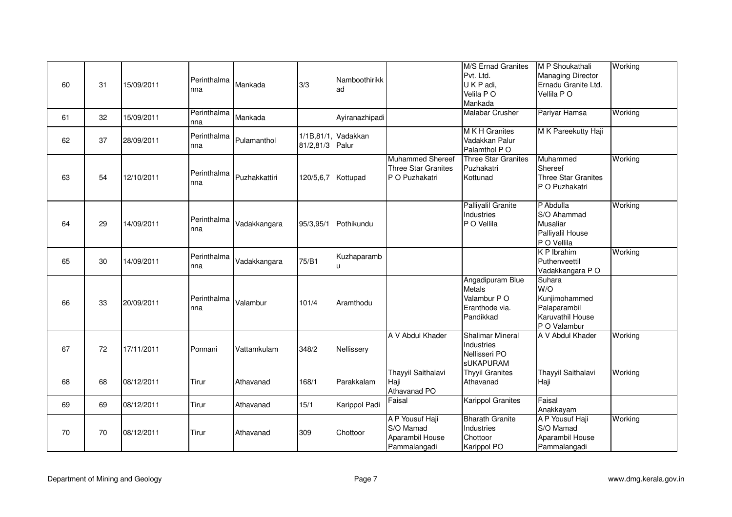| | | | | | | | | | | |
|---|---|---|---|---|---|---|---|---|---|---|
| 60 | 31 | 15/09/2011 | Perinthalmanna | Mankada | 3/3 | Namboothirikkad | | M/S Ernad Granites Pvt. Ltd. U K P adi, Velila P O Mankada | M P Shoukathali Managing Director Ernadu Granite Ltd. Vellila P O | Working |
| 61 | 32 | 15/09/2011 | Perinthalmanna | Mankada | | Ayiranazhipadi | | Malabar Crusher | Pariyar Hamsa | Working |
| 62 | 37 | 28/09/2011 | Perinthalmanna | Pulamanthol | 1/1B,81/1, 81/2,81/3 | Vadakkan Palur | | M K H Granites Vadakkan Palur Palamthol P O | M K Pareekutty Haji | |
| 63 | 54 | 12/10/2011 | Perinthalmanna | Puzhakkattiri | 120/5,6,7 | Kottupad | Muhammed Shereef Three Star Granites P O Puzhakatri | Three Star Granites Puzhakatri Kottunad | Muhammed Shereef Three Star Granites P O Puzhakatri | Working |
| 64 | 29 | 14/09/2011 | Perinthalmanna | Vadakkangara | 95/3,95/1 | Pothikundu | | Palliyalil Granite Industries P O Vellila | P Abdulla S/O Ahammad Musaliar Palliyalil House P O Vellila | Working |
| 65 | 30 | 14/09/2011 | Perinthalmanna | Vadakkangara | 75/B1 | Kuzhaparambu | | | K P Ibrahim Puthenveettil Vadakkangara P O | Working |
| 66 | 33 | 20/09/2011 | Perinthalmanna | Valambur | 101/4 | Aramthodu | | Angadipuram Blue Metals Valambur P O Eranthode via. Pandikkad | Suhara W/O Kunjimohammed Palaparambil Karuvathil House P O Valambur | |
| 67 | 72 | 17/11/2011 | Ponnani | Vattamkulam | 348/2 | Nellissery | A V Abdul Khader | Shalimar Mineral Industries Nellisseri PO sUKAPURAM | A V Abdul Khader | Working |
| 68 | 68 | 08/12/2011 | Tirur | Athavanad | 168/1 | Parakkalam | Thayyil Saithalavi Haji Athavanad PO | Thyyil Granites Athavanad | Thayyil Saithalavi Haji | Working |
| 69 | 69 | 08/12/2011 | Tirur | Athavanad | 15/1 | Karippol Padi | Faisal | Karippol Granites | Faisal Anakkayam | |
| 70 | 70 | 08/12/2011 | Tirur | Athavanad | 309 | Chottoor | A P Yousuf Haji S/O Mamad Aparambil House Pammalangadi | Bharath Granite Industries Chottoor Karippol PO | A P Yousuf Haji S/O Mamad Aparambil House Pammalangadi | Working |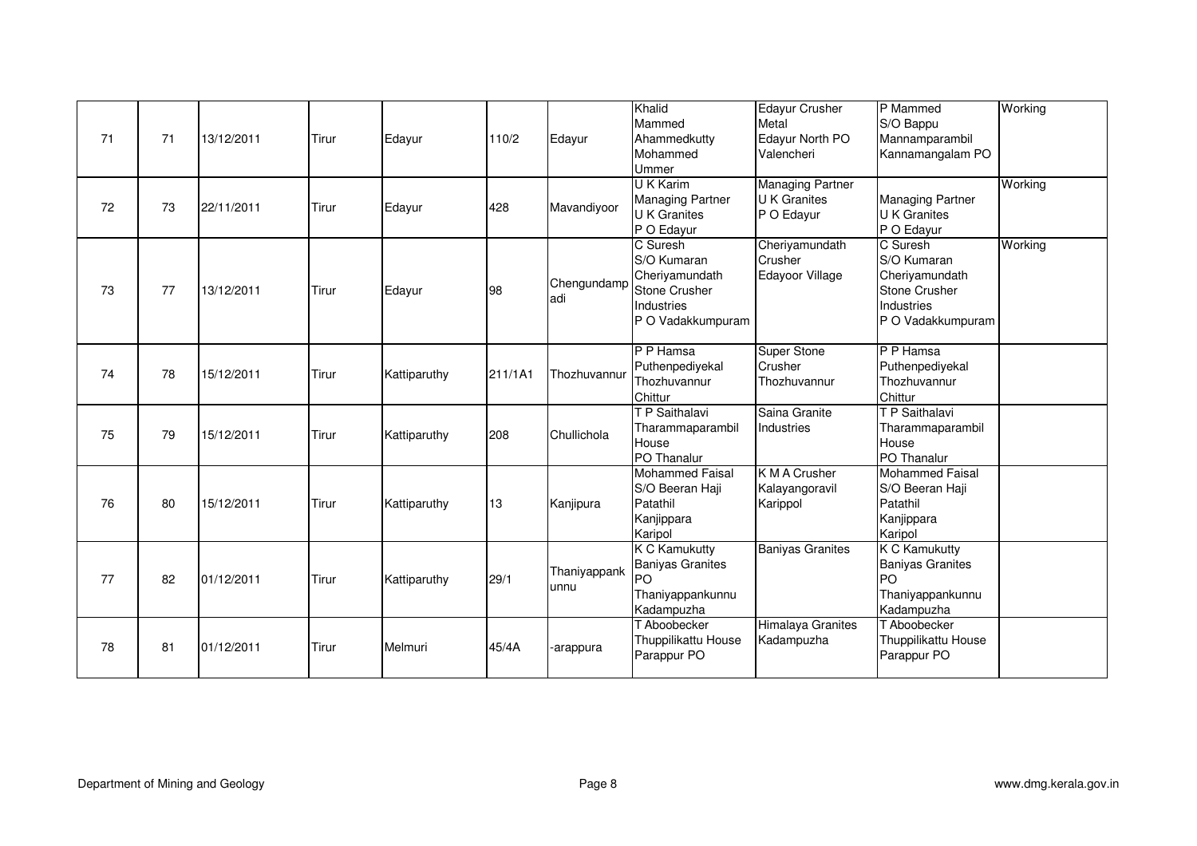| | | | | | | | | | | |
|---|---|---|---|---|---|---|---|---|---|---|
| 71 | 71 | 13/12/2011 | Tirur | Edayur | 110/2 | Edayur | Khalid Mammed Ahammedkutty Mohammed Ummer | Edayur Crusher Metal Edayur North PO Valencheri | P Mammed S/O Bappu Mannamparambil Kannamangalam PO | Working |
| 72 | 73 | 22/11/2011 | Tirur | Edayur | 428 | Mavandiyoor | U K Karim Managing Partner U K Granites P O Edayur | Managing Partner U K Granites P O Edayur | Managing Partner U K Granites P O Edayur | Working |
| 73 | 77 | 13/12/2011 | Tirur | Edayur | 98 | Chengundampadi | C Suresh S/O Kumaran Cheriyamundath Stone Crusher Industries P O Vadakkumpuram | Cheriyamundath Crusher Edayoor Village | C Suresh S/O Kumaran Cheriyamundath Stone Crusher Industries P O Vadakkumpuram | Working |
| 74 | 78 | 15/12/2011 | Tirur | Kattiparuthy | 211/1A1 | Thozhuvannur | P P Hamsa Puthenpediyekal Thozhuvannur Chittur | Super Stone Crusher Thozhuvannur | P P Hamsa Puthenpediyekal Thozhuvannur Chittur | |
| 75 | 79 | 15/12/2011 | Tirur | Kattiparuthy | 208 | Chullichola | T P Saithalavi Tharammaparambil House PO Thanalur | Saina Granite Industries | T P Saithalavi Tharammaparambil House PO Thanalur | |
| 76 | 80 | 15/12/2011 | Tirur | Kattiparuthy | 13 | Kanjipura | Mohammed Faisal S/O Beeran Haji Patathil Kanjippara Karipol | K M A Crusher Kalayangoravil Karippol | Mohammed Faisal S/O Beeran Haji Patathil Kanjippara Karipol | |
| 77 | 82 | 01/12/2011 | Tirur | Kattiparuthy | 29/1 | Thaniyappankunnu | K C Kamukutty Baniyas Granites PO Thaniyappankunnu Kadampuzha | Baniyas Granites | K C Kamukutty Baniyas Granites PO Thaniyappankunnu Kadampuzha | |
| 78 | 81 | 01/12/2011 | Tirur | Melmuri | 45/4A | -arappura | T Aboobecker Thuppilikattu House Parappur PO | Himalaya Granites Kadampuzha | T Aboobecker Thuppilikattu House Parappur PO | |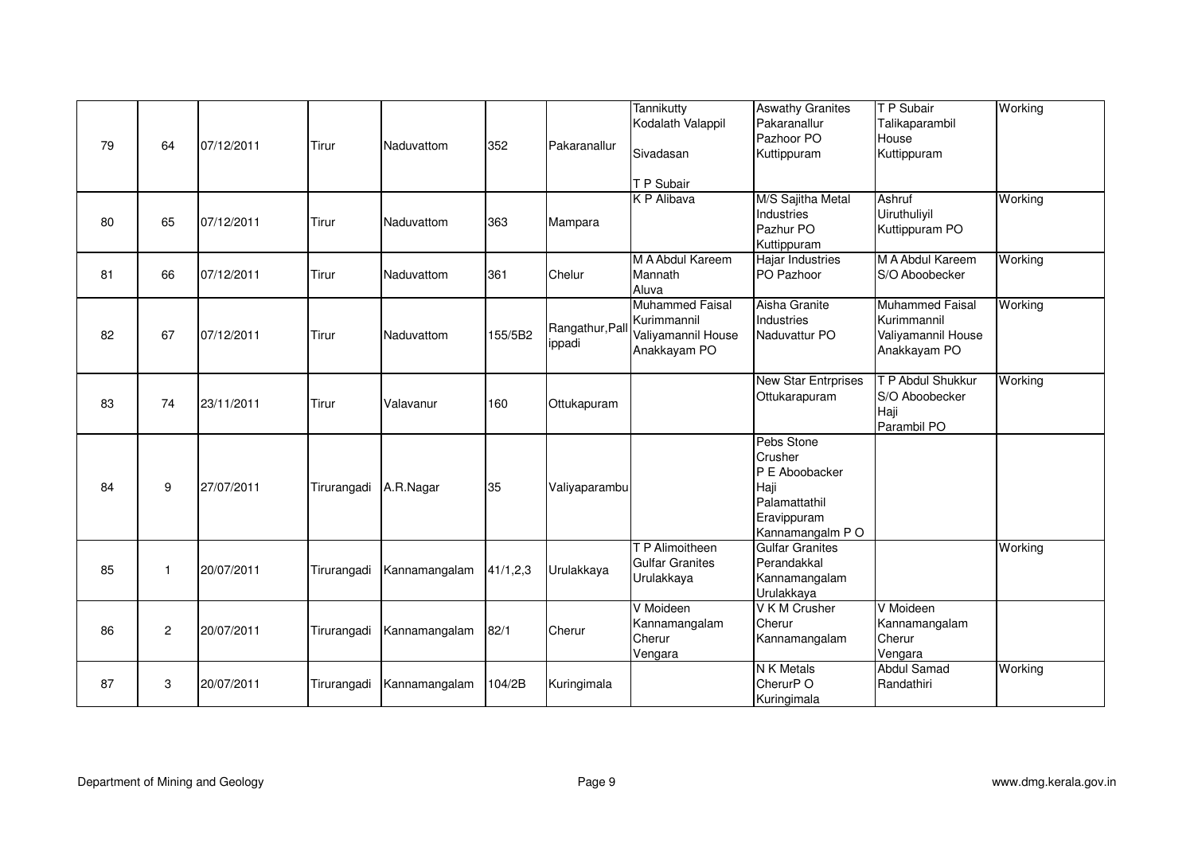| 79 | 64 | 07/12/2011 | Tirur | Naduvattom | 352 | Pakaranallur | Tannikutty Kodalath Valappil Sivadasan T P Subair | Aswathy Granites Pakaranallur Pazhoor PO Kuttippuram | T P Subair Talikaparambil House Kuttippuram | Working |
|---|---|---|---|---|---|---|---|---|---|---|
| 80 | 65 | 07/12/2011 | Tirur | Naduvattom | 363 | Mampara | K P Alibava | M/S Sajitha Metal Industries Pazhur PO Kuttippuram | Ashruf Uiruthuliyil Kuttippuram PO | Working |
| 81 | 66 | 07/12/2011 | Tirur | Naduvattom | 361 | Chelur | M A Abdul Kareem Mannath Aluva | Hajar Industries PO Pazhoor | M A Abdul Kareem S/O Aboobecker | Working |
| 82 | 67 | 07/12/2011 | Tirur | Naduvattom | 155/5B2 | Rangathur,Pallippadi | Muhammed Faisal Kurimmannil Valiyamannil House Anakkayam PO | Aisha Granite Industries Naduvattur PO | Muhammed Faisal Kurimmannil Valiyamannil House Anakkayam PO | Working |
| 83 | 74 | 23/11/2011 | Tirur | Valavanur | 160 | Ottukapuram | | New Star Entrprises Ottukarapuram | T P Abdul Shukkur S/O Aboobecker Haji Parambil PO | Working |
| 84 | 9 | 27/07/2011 | Tirurangadi | A.R.Nagar | 35 | Valiyaparambu | | Pebs Stone Crusher P E Aboobacker Haji Palamattathil Eravippuram Kannamangalm P O | | |
| 85 | 1 | 20/07/2011 | Tirurangadi | Kannamangalam | 41/1,2,3 | Urulakkaya | T P Alimoitheen Gulfar Granites Urulakkaya | Gulfar Granites Perandakkal Kannamangalam Urulakkaya | | Working |
| 86 | 2 | 20/07/2011 | Tirurangadi | Kannamangalam | 82/1 | Cherur | V Moideen Kannamangalam Cherur Vengara | V K M Crusher Cherur Kannamangalam | V Moideen Kannamangalam Cherur Vengara | |
| 87 | 3 | 20/07/2011 | Tirurangadi | Kannamangalam | 104/2B | Kuringimala | | N K Metals CherurP O Kuringimala | Abdul Samad Randathiri | Working |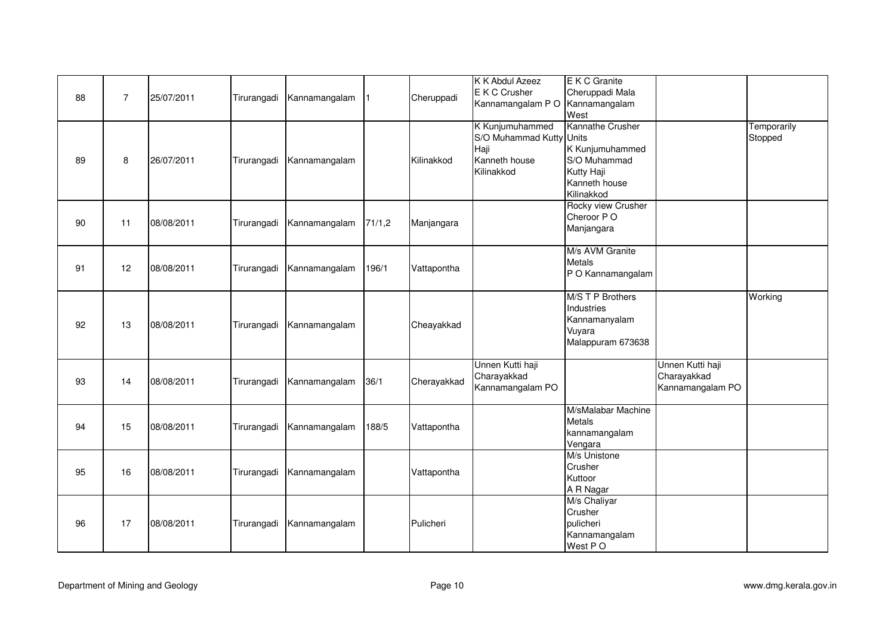|  |  |  |  |  |  |  |  |  |  |  |
|---|---|---|---|---|---|---|---|---|---|---|
| 88 | 7 | 25/07/2011 | Tirurangadi | Kannamangalam | 1 | Cheruppadi | K K Abdul Azeez E K C Crusher Kannamangalam P O | E K C Granite Cheruppadi Mala Kannamangalam West |  |  |
| 89 | 8 | 26/07/2011 | Tirurangadi | Kannamangalam |  | Kilinakkod | K Kunjumuhammed S/O Muhammad Kutty Haji Kanneth house Kilinakkod | Kannathe Crusher Units K Kunjumuhammed S/O Muhammad Kutty Haji Kanneth house Kilinakkod |  | Temporarily Stopped |
| 90 | 11 | 08/08/2011 | Tirurangadi | Kannamangalam | 71/1,2 | Manjangara |  | Rocky view Crusher Cheroor P O Manjangara |  |  |
| 91 | 12 | 08/08/2011 | Tirurangadi | Kannamangalam | 196/1 | Vattapontha |  | M/s AVM Granite Metals P O Kannamangalam |  |  |
| 92 | 13 | 08/08/2011 | Tirurangadi | Kannamangalam |  | Cheayakkad |  | M/S T P Brothers Industries Kannamanyalam Vuyara Malappuram 673638 |  | Working |
| 93 | 14 | 08/08/2011 | Tirurangadi | Kannamangalam | 36/1 | Cherayakkad | Unnen Kutti haji Charayakkad Kannamangalam PO |  | Unnen Kutti haji Charayakkad Kannamangalam PO |  |
| 94 | 15 | 08/08/2011 | Tirurangadi | Kannamangalam | 188/5 | Vattapontha |  | M/sMalabar Machine Metals kannamangalam Vengara |  |  |
| 95 | 16 | 08/08/2011 | Tirurangadi | Kannamangalam |  | Vattapontha |  | M/s Unistone Crusher Kuttoor A R Nagar |  |  |
| 96 | 17 | 08/08/2011 | Tirurangadi | Kannamangalam |  | Pulicheri |  | M/s Chaliyar Crusher pulicheri Kannamangalam West P O |  |  |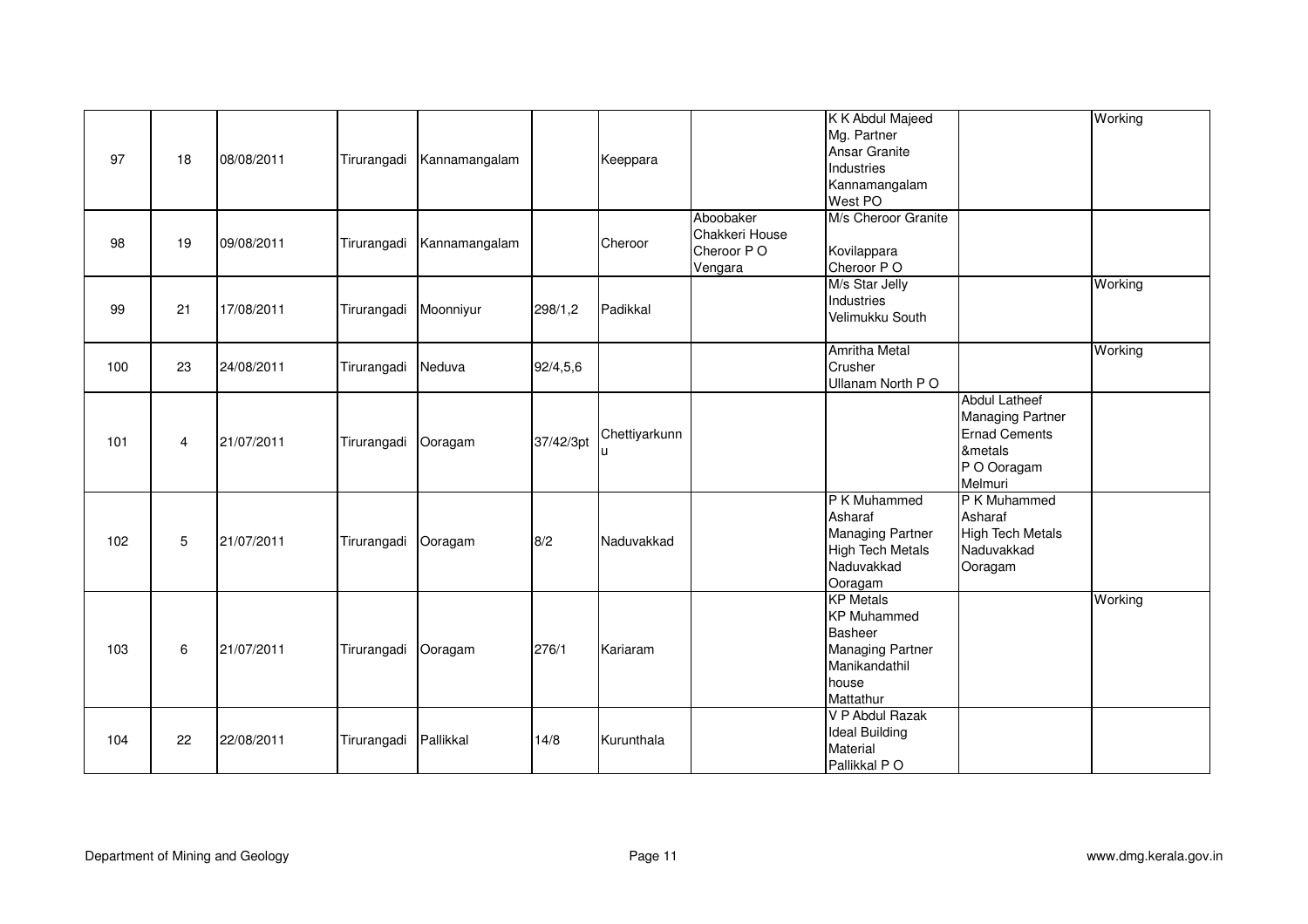|  |  |  |  |  |  |  |  |  |  |  |
|---|---|---|---|---|---|---|---|---|---|---|
| 97 | 18 | 08/08/2011 | Tirurangadi | Kannamangalam |  | Keeppara |  | K K Abdul Majeed Mg. Partner Ansar Granite Industries Kannamangalam West PO |  | Working |
| 98 | 19 | 09/08/2011 | Tirurangadi | Kannamangalam |  | Cheroor | Aboobaker Chakkeri House Cheroor P O Vengara | M/s Cheroor Granite Kovilappara Cheroor P O |  |  |
| 99 | 21 | 17/08/2011 | Tirurangadi | Moonniyur | 298/1,2 | Padikkal |  | M/s Star Jelly Industries Velimukku South |  | Working |
| 100 | 23 | 24/08/2011 | Tirurangadi | Neduva | 92/4,5,6 |  |  | Amritha Metal Crusher Ullanam North P O |  | Working |
| 101 | 4 | 21/07/2011 | Tirurangadi | Ooragam | 37/42/3pt | Chettiyarkunnu |  |  | Abdul Latheef Managing Partner Ernad Cements &metals P O Ooragam Melmuri |  |
| 102 | 5 | 21/07/2011 | Tirurangadi | Ooragam | 8/2 | Naduvakkad |  | P K Muhammed Asharaf Managing Partner High Tech Metals Naduvakkad Ooragam | P K Muhammed Asharaf High Tech Metals Naduvakkad Ooragam |  |
| 103 | 6 | 21/07/2011 | Tirurangadi | Ooragam | 276/1 | Kariaram |  | KP Metals KP Muhammed Basheer Managing Partner Manikandathil house Mattathur |  | Working |
| 104 | 22 | 22/08/2011 | Tirurangadi | Pallikkal | 14/8 | Kurunthala |  | V P Abdul Razak Ideal Building Material Pallikkal P O |  |  |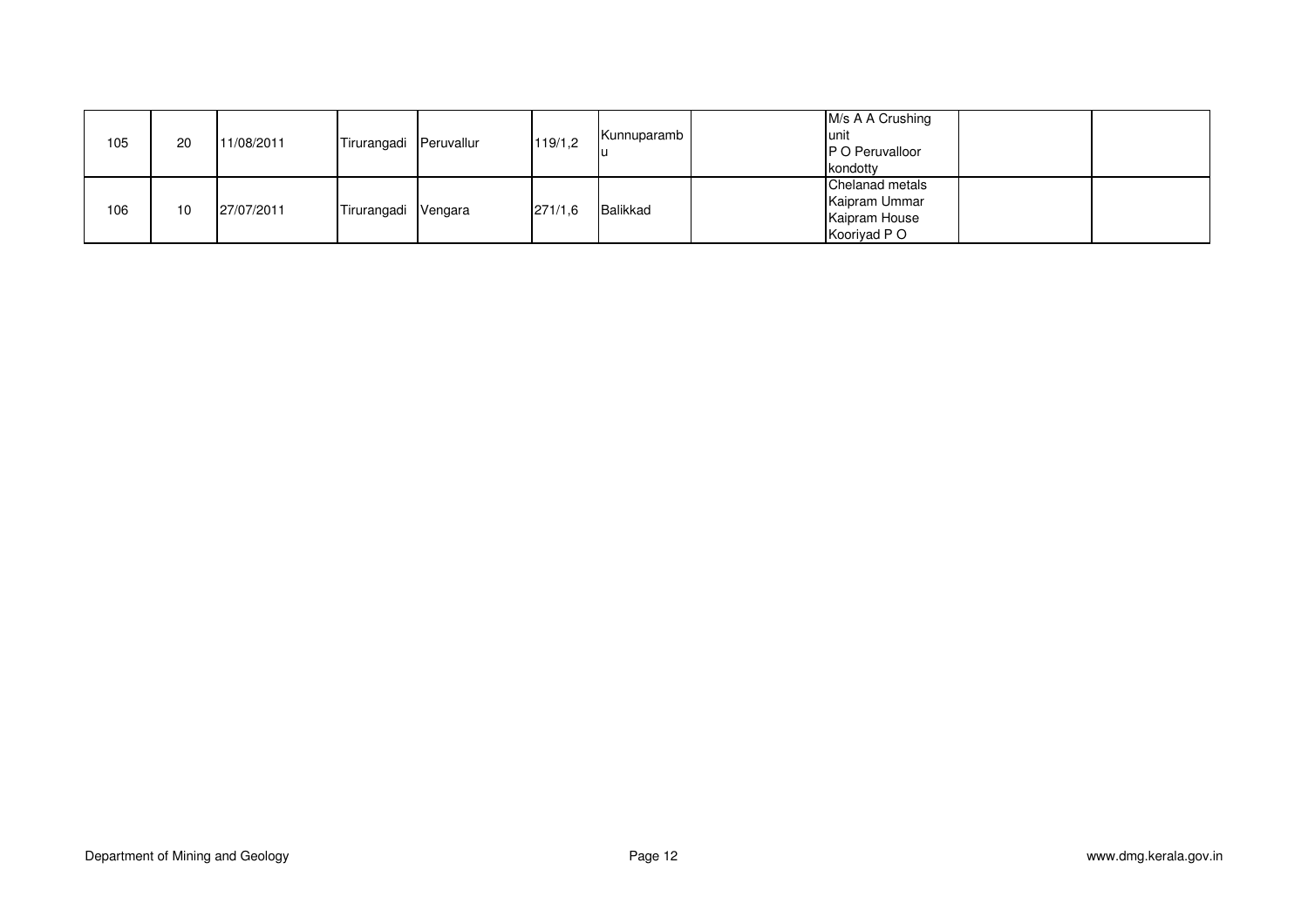| | | | | | | | | | | |
|---|---|---|---|---|---|---|---|---|---|---|
| 105 | 20 | 11/08/2011 | Tirurangadi | Peruvallur | 119/1,2 | Kunnuparambu | | M/s A A Crushing unit P O Peruvalloor kondotty | | |
| 106 | 10 | 27/07/2011 | Tirurangadi | Vengara | 271/1,6 | Balikkad | | Chelanad metals Kaipram Ummar Kaipram House Kooriyad P O | | |